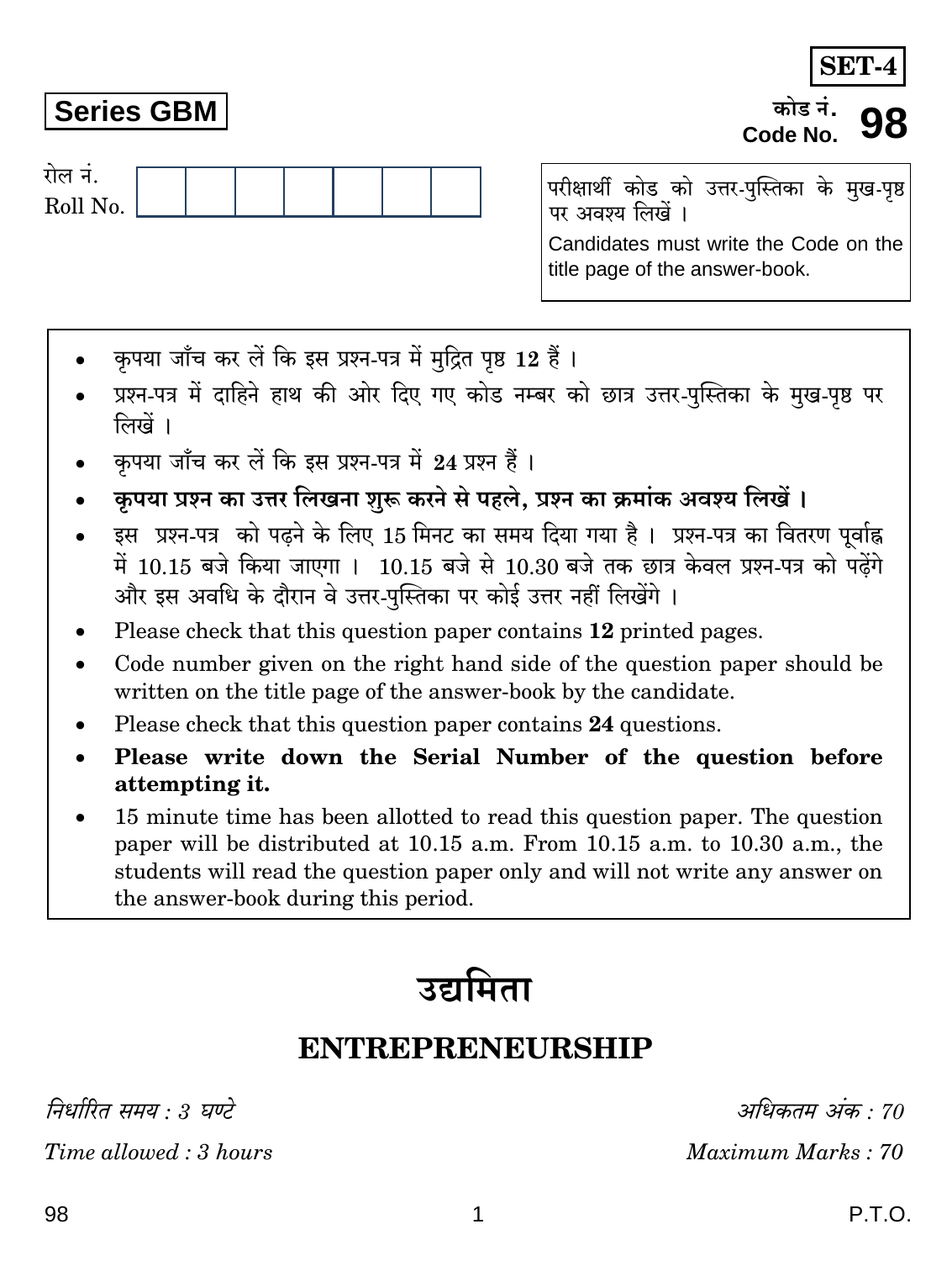**SET-4**

**Series GBM**

कोड नं.
Code No. **98**

रोल नं.
Roll No. | | | | | | | |

परीक्षार्थी कोड को उत्तर-पुस्तिका के मुख-पृष्ठ पर अवश्य लिखें ।

Candidates must write the Code on the title page of the answer-book.

- कृपया जाँच कर लें कि इस प्रश्न-पत्र में मुद्रित पृष्ठ **12** हैं ।
- प्रश्न-पत्र में दाहिने हाथ की ओर दिए गए कोड नम्बर को छात्र उत्तर-पुस्तिका के मुख-पृष्ठ पर लिखें ।
- कृपया जाँच कर लें कि इस प्रश्न-पत्र में **24** प्रश्न हैं ।
- **कृपया प्रश्न का उत्तर लिखना शुरू करने से पहले, प्रश्न का क्रमांक अवश्य लिखें ।**
- इस प्रश्न-पत्र को पढ़ने के लिए 15 मिनट का समय दिया गया है । प्रश्न-पत्र का वितरण पूर्वाह्न में 10.15 बजे किया जाएगा । 10.15 बजे से 10.30 बजे तक छात्र केवल प्रश्न-पत्र को पढ़ेंगे और इस अवधि के दौरान वे उत्तर-पुस्तिका पर कोई उत्तर नहीं लिखेंगे ।
- Please check that this question paper contains **12** printed pages.
- Code number given on the right hand side of the question paper should be written on the title page of the answer-book by the candidate.
- Please check that this question paper contains **24** questions.
- **Please write down the Serial Number of the question before attempting it.**
- 15 minute time has been allotted to read this question paper. The question paper will be distributed at 10.15 a.m. From 10.15 a.m. to 10.30 a.m., the students will read the question paper only and will not write any answer on the answer-book during this period.

# उद्यमिता

## ENTREPRENEURSHIP

*निर्धारित समय : 3 घण्टे* | *अधिकतम अंक : 70*

*Time allowed : 3 hours* | *Maximum Marks : 70*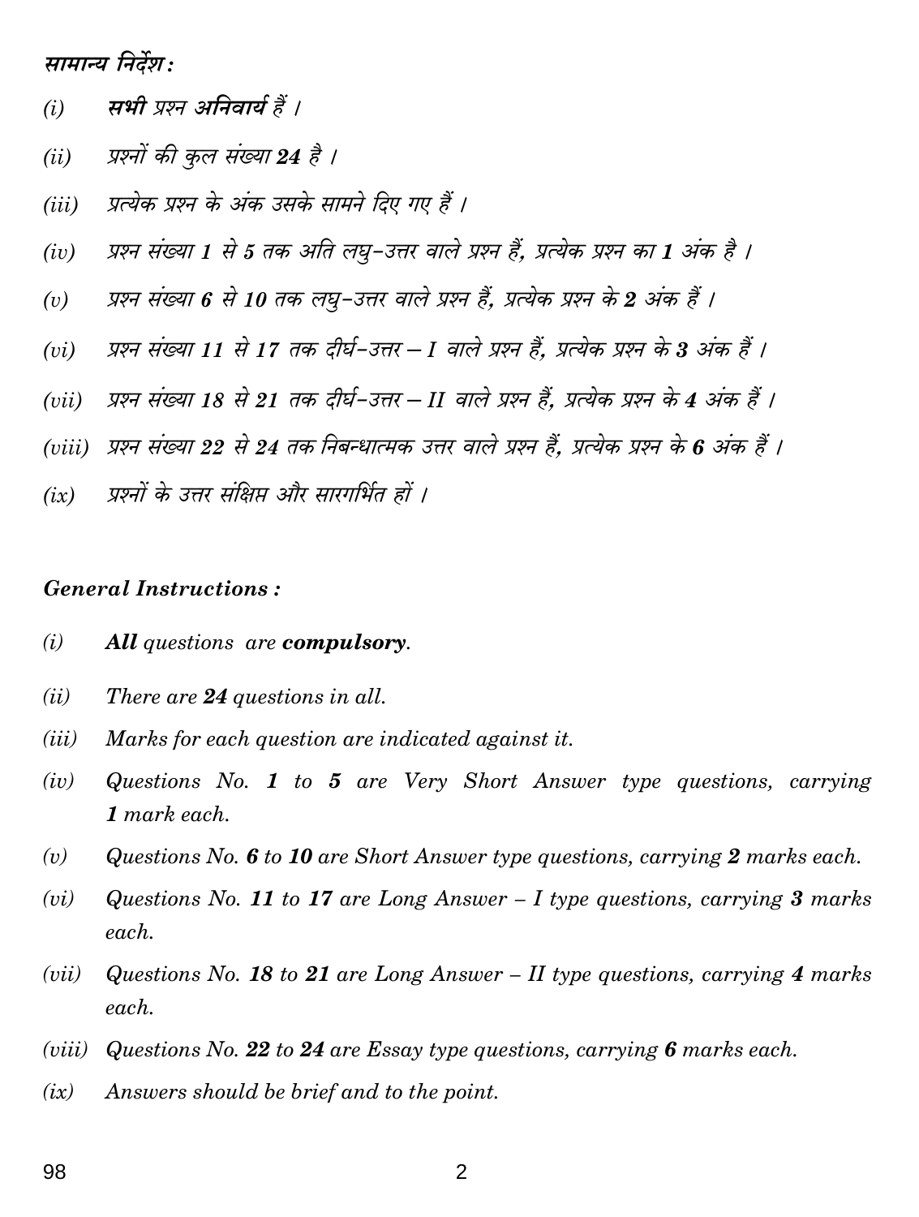*सामान्य निर्देश :*

*(i)* ***सभी*** *प्रश्न* ***अनिवार्य*** *हैं ।*

*(ii)* *प्रश्नों की कुल संख्या* ***24*** *है ।*

*(iii)* *प्रत्येक प्रश्न के अंक उसके सामने दिए गए हैं ।*

*(iv)* *प्रश्न संख्या* ***1*** *से* ***5*** *तक अति लघु-उत्तर वाले प्रश्न हैं, प्रत्येक प्रश्न का* ***1*** *अंक है ।*

*(v)* *प्रश्न संख्या* ***6*** *से* ***10*** *तक लघु-उत्तर वाले प्रश्न हैं, प्रत्येक प्रश्न के* ***2*** *अंक हैं ।*

*(vi)* *प्रश्न संख्या* ***11*** *से* ***17*** *तक दीर्घ-उत्तर – I वाले प्रश्न हैं, प्रत्येक प्रश्न के* ***3*** *अंक हैं ।*

*(vii)* *प्रश्न संख्या* ***18*** *से* ***21*** *तक दीर्घ-उत्तर – II वाले प्रश्न हैं, प्रत्येक प्रश्न के* ***4*** *अंक हैं ।*

*(viii)* *प्रश्न संख्या* ***22*** *से* ***24*** *तक निबन्धात्मक उत्तर वाले प्रश्न हैं, प्रत्येक प्रश्न के* ***6*** *अंक हैं ।*

*(ix)* *प्रश्नों के उत्तर संक्षिप्त और सारगर्भित हों ।*

***General Instructions :***

*(i)* ***All*** *questions are* ***compulsory****.*

*(ii)* *There are* ***24*** *questions in all.*

*(iii)* *Marks for each question are indicated against it.*

*(iv)* *Questions No.* ***1*** *to* ***5*** *are Very Short Answer type questions, carrying* ***1*** *mark each.*

*(v)* *Questions No.* ***6*** *to* ***10*** *are Short Answer type questions, carrying* ***2*** *marks each.*

*(vi)* *Questions No.* ***11*** *to* ***17*** *are Long Answer – I type questions, carrying* ***3*** *marks each.*

*(vii)* *Questions No.* ***18*** *to* ***21*** *are Long Answer – II type questions, carrying* ***4*** *marks each.*

*(viii)* *Questions No.* ***22*** *to* ***24*** *are Essay type questions, carrying* ***6*** *marks each.*

*(ix)* *Answers should be brief and to the point.*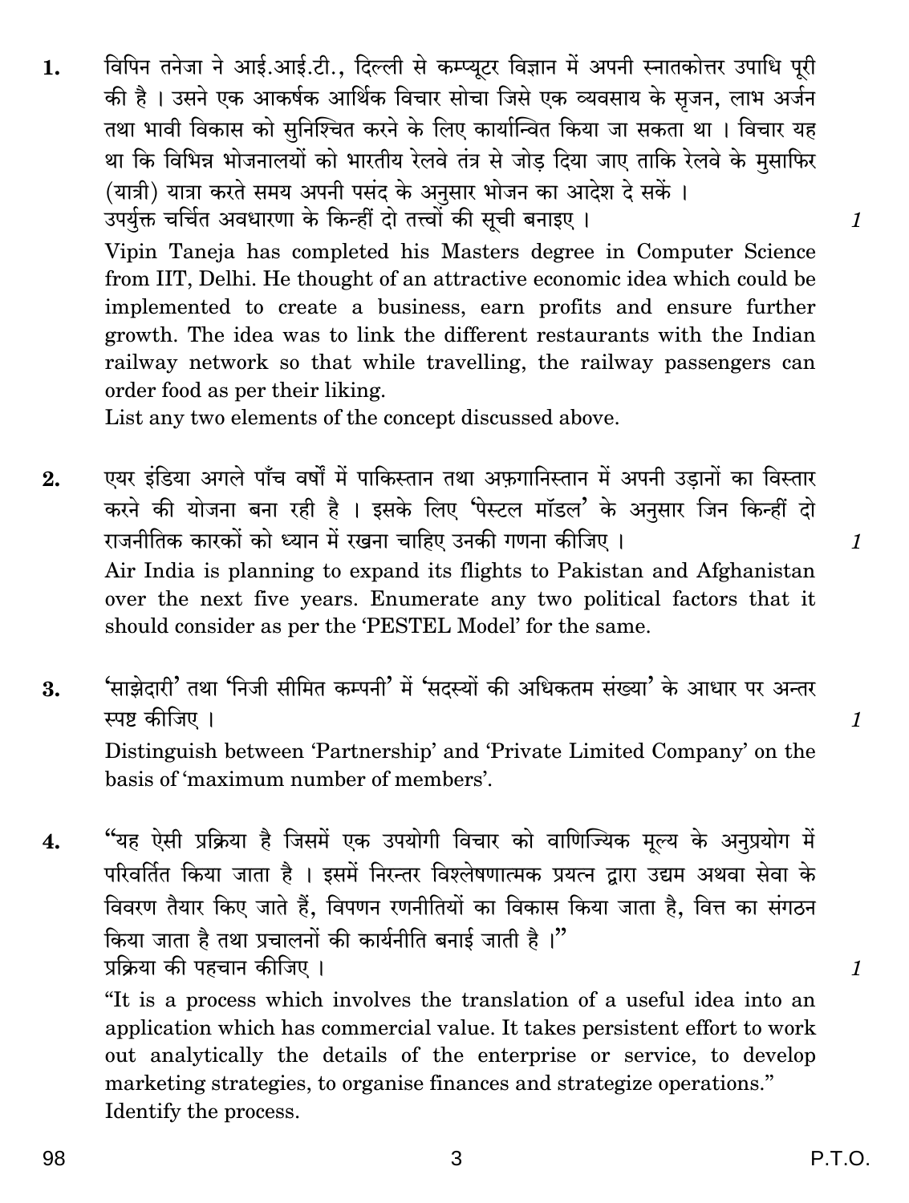1. विपिन तनेजा ने आई.आई.टी., दिल्ली से कम्प्यूटर विज्ञान में अपनी स्नातकोत्तर उपाधि पूरी की है । उसने एक आकर्षक आर्थिक विचार सोचा जिसे एक व्यवसाय के सृजन, लाभ अर्जन तथा भावी विकास को सुनिश्चित करने के लिए कार्यान्वित किया जा सकता था । विचार यह था कि विभिन्न भोजनालयों को भारतीय रेलवे तंत्र से जोड़ दिया जाए ताकि रेलवे के मुसाफिर (यात्री) यात्रा करते समय अपनी पसंद के अनुसार भोजन का आदेश दे सकें ।
उपर्युक्त चर्चित अवधारणा के किन्हीं दो तत्त्वों की सूची बनाइए । *1*

   Vipin Taneja has completed his Masters degree in Computer Science from IIT, Delhi. He thought of an attractive economic idea which could be implemented to create a business, earn profits and ensure further growth. The idea was to link the different restaurants with the Indian railway network so that while travelling, the railway passengers can order food as per their liking.
List any two elements of the concept discussed above.

2. एयर इंडिया अगले पाँच वर्षों में पाकिस्तान तथा अफ़गानिस्तान में अपनी उड़ानों का विस्तार करने की योजना बना रही है । इसके लिए 'पेस्टल मॉडल' के अनुसार जिन किन्हीं दो राजनीतिक कारकों को ध्यान में रखना चाहिए उनकी गणना कीजिए । *1*

   Air India is planning to expand its flights to Pakistan and Afghanistan over the next five years. Enumerate any two political factors that it should consider as per the 'PESTEL Model' for the same.

3. 'साझेदारी' तथा 'निजी सीमित कम्पनी' में 'सदस्यों की अधिकतम संख्या' के आधार पर अन्तर स्पष्ट कीजिए । *1*

   Distinguish between 'Partnership' and 'Private Limited Company' on the basis of 'maximum number of members'.

4. "यह ऐसी प्रक्रिया है जिसमें एक उपयोगी विचार को वाणिज्यिक मूल्य के अनुप्रयोग में परिवर्तित किया जाता है । इसमें निरन्तर विश्लेषणात्मक प्रयत्न द्वारा उद्यम अथवा सेवा के विवरण तैयार किए जाते हैं, विपणन रणनीतियों का विकास किया जाता है, वित्त का संगठन किया जाता है तथा प्रचालनों की कार्यनीति बनाई जाती है ।"
प्रक्रिया की पहचान कीजिए । *1*

   "It is a process which involves the translation of a useful idea into an application which has commercial value. It takes persistent effort to work out analytically the details of the enterprise or service, to develop marketing strategies, to organise finances and strategize operations."
Identify the process.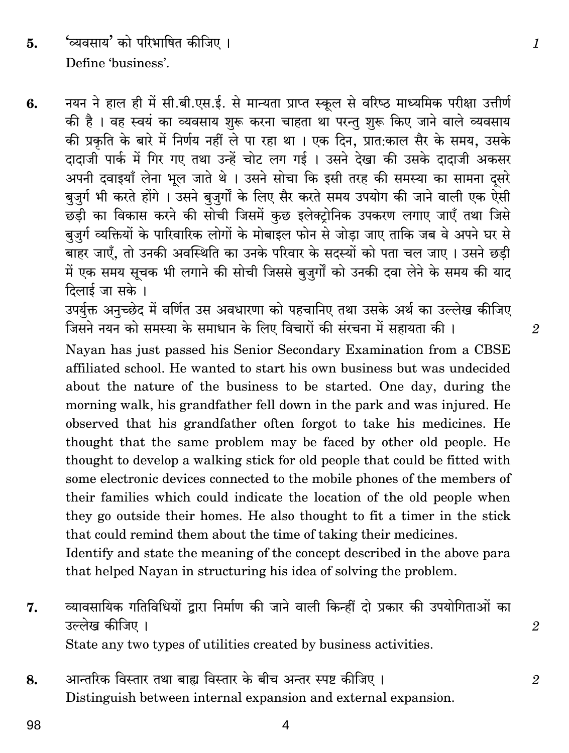5. 'व्यवसाय' को परिभाषित कीजिए । 1

   Define 'business'.

6. नयन ने हाल ही में सी.बी.एस.ई. से मान्यता प्राप्त स्कूल से वरिष्ठ माध्यमिक परीक्षा उत्तीर्ण की है । वह स्वयं का व्यवसाय शुरू करना चाहता था परन्तु शुरू किए जाने वाले व्यवसाय की प्रकृति के बारे में निर्णय नहीं ले पा रहा था । एक दिन, प्रातःकाल सैर के समय, उसके दादाजी पार्क में गिर गए तथा उन्हें चोट लग गई । उसने देखा की उसके दादाजी अकसर अपनी दवाइयाँ लेना भूल जाते थे । उसने सोचा कि इसी तरह की समस्या का सामना दूसरे बुजुर्ग भी करते होंगे । उसने बुजुर्गों के लिए सैर करते समय उपयोग की जाने वाली एक ऐसी छड़ी का विकास करने की सोची जिसमें कुछ इलेक्ट्रोनिक उपकरण लगाए जाएँ तथा जिसे बुजुर्ग व्यक्तियों के पारिवारिक लोगों के मोबाइल फोन से जोड़ा जाए ताकि जब वे अपने घर से बाहर जाएँ, तो उनकी अवस्थिति का उनके परिवार के सदस्यों को पता चल जाए । उसने छड़ी में एक समय सूचक भी लगाने की सोची जिससे बुजुर्गों को उनकी दवा लेने के समय की याद दिलाई जा सके ।

   उपर्युक्त अनुच्छेद में वर्णित उस अवधारणा को पहचानिए तथा उसके अर्थ का उल्लेख कीजिए जिसने नयन को समस्या के समाधान के लिए विचारों की संरचना में सहायता की । 2

   Nayan has just passed his Senior Secondary Examination from a CBSE affiliated school. He wanted to start his own business but was undecided about the nature of the business to be started. One day, during the morning walk, his grandfather fell down in the park and was injured. He observed that his grandfather often forgot to take his medicines. He thought that the same problem may be faced by other old people. He thought to develop a walking stick for old people that could be fitted with some electronic devices connected to the mobile phones of the members of their families which could indicate the location of the old people when they go outside their homes. He also thought to fit a timer in the stick that could remind them about the time of taking their medicines.

   Identify and state the meaning of the concept described in the above para that helped Nayan in structuring his idea of solving the problem.

7. व्यावसायिक गतिविधियों द्वारा निर्माण की जाने वाली किन्हीं दो प्रकार की उपयोगिताओं का उल्लेख कीजिए । 2

   State any two types of utilities created by business activities.

8. आन्तरिक विस्तार तथा बाह्य विस्तार के बीच अन्तर स्पष्ट कीजिए । 2

   Distinguish between internal expansion and external expansion.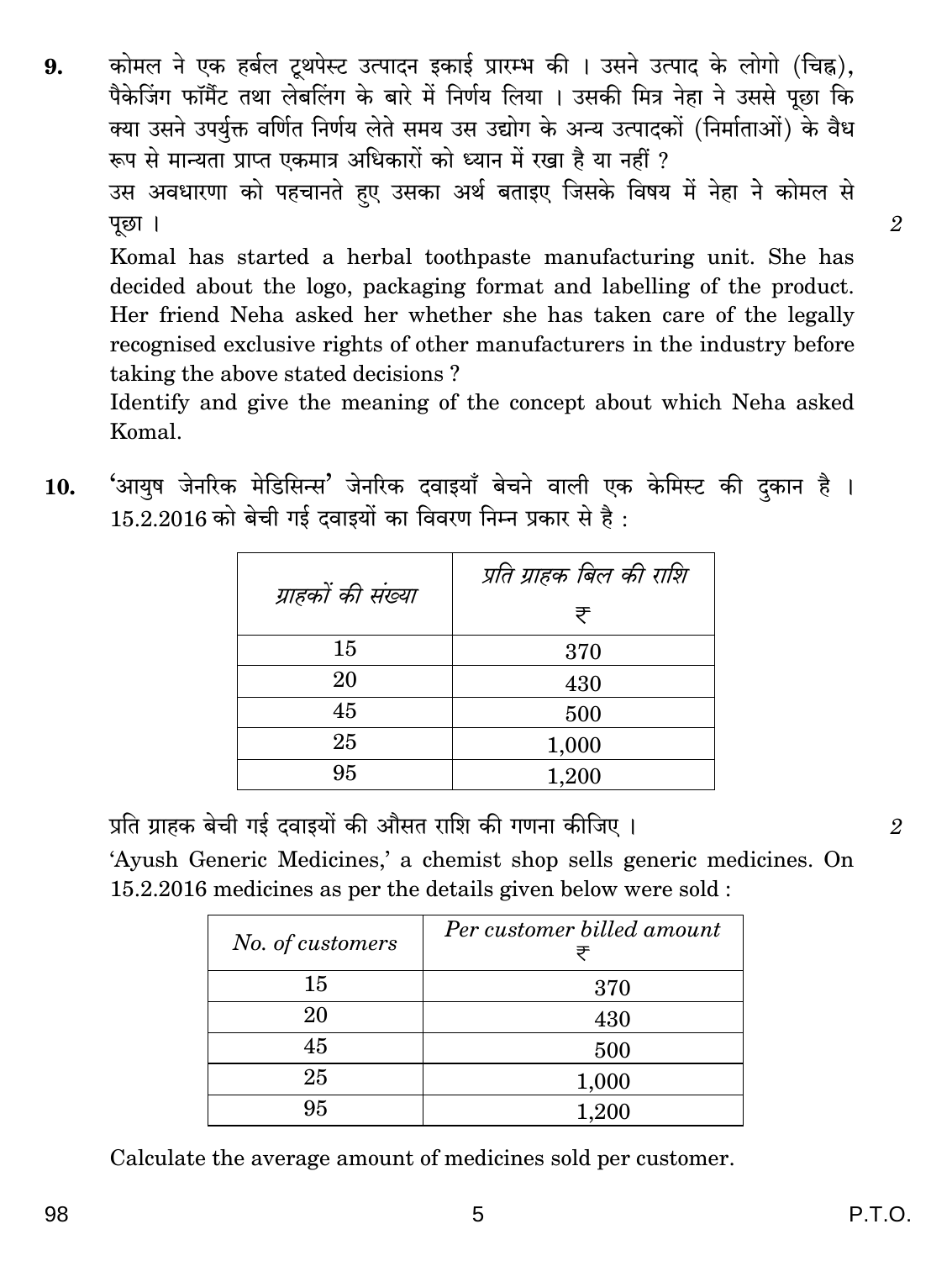**9.** कोमल ने एक हर्बल टूथपेस्ट उत्पादन इकाई प्रारम्भ की । उसने उत्पाद के लोगो (चिह्न), पैकेजिंग फॉर्मैट तथा लेबलिंग के बारे में निर्णय लिया । उसकी मित्र नेहा ने उससे पूछा कि क्या उसने उपर्युक्त वर्णित निर्णय लेते समय उस उद्योग के अन्य उत्पादकों (निर्माताओं) के वैध रूप से मान्यता प्राप्त एकमात्र अधिकारों को ध्यान में रखा है या नहीं ?

उस अवधारणा को पहचानते हुए उसका अर्थ बताइए जिसके विषय में नेहा ने कोमल से पूछा । *2*

Komal has started a herbal toothpaste manufacturing unit. She has decided about the logo, packaging format and labelling of the product. Her friend Neha asked her whether she has taken care of the legally recognised exclusive rights of other manufacturers in the industry before taking the above stated decisions ?

Identify and give the meaning of the concept about which Neha asked Komal.

**10.** 'आयुष जेनरिक मेडिसिन्स' जेनरिक दवाइयाँ बेचने वाली एक केमिस्ट की दुकान है । 15.2.2016 को बेची गई दवाइयों का विवरण निम्न प्रकार से है :

| *ग्राहकों की संख्या* | *प्रति ग्राहक बिल की राशि* ₹ |
|---|---|
| 15 | 370 |
| 20 | 430 |
| 45 | 500 |
| 25 | 1,000 |
| 95 | 1,200 |

प्रति ग्राहक बेची गई दवाइयों की औसत राशि की गणना कीजिए । *2*

'Ayush Generic Medicines,' a chemist shop sells generic medicines. On 15.2.2016 medicines as per the details given below were sold :

| *No. of customers* | *Per customer billed amount* ₹ |
|---|---|
| 15 | 370 |
| 20 | 430 |
| 45 | 500 |
| 25 | 1,000 |
| 95 | 1,200 |

Calculate the average amount of medicines sold per customer.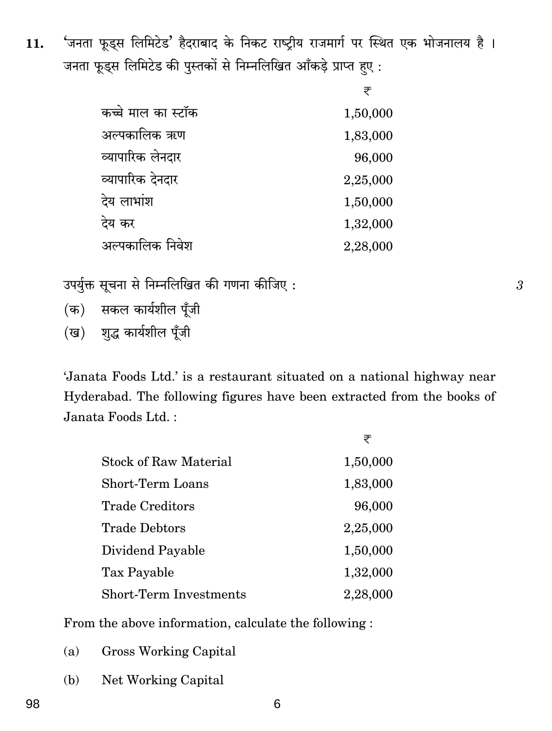11. 'जनता फूड्स लिमिटेड' हैदराबाद के निकट राष्ट्रीय राजमार्ग पर स्थित एक भोजनालय है । जनता फूड्स लिमिटेड की पुस्तकों से निम्नलिखित आँकड़े प्राप्त हुए :

| | ₹ |
|---|---|
| कच्चे माल का स्टॉक | 1,50,000 |
| अल्पकालिक ऋण | 1,83,000 |
| व्यापारिक लेनदार | 96,000 |
| व्यापारिक देनदार | 2,25,000 |
| देय लाभांश | 1,50,000 |
| देय कर | 1,32,000 |
| अल्पकालिक निवेश | 2,28,000 |

उपर्युक्त सूचना से निम्नलिखित की गणना कीजिए : *3*

(क) सकल कार्यशील पूँजी

(ख) शुद्ध कार्यशील पूँजी

'Janata Foods Ltd.' is a restaurant situated on a national highway near Hyderabad. The following figures have been extracted from the books of Janata Foods Ltd. :

| | ₹ |
|---|---|
| Stock of Raw Material | 1,50,000 |
| Short-Term Loans | 1,83,000 |
| Trade Creditors | 96,000 |
| Trade Debtors | 2,25,000 |
| Dividend Payable | 1,50,000 |
| Tax Payable | 1,32,000 |
| Short-Term Investments | 2,28,000 |

From the above information, calculate the following :

(a) Gross Working Capital

(b) Net Working Capital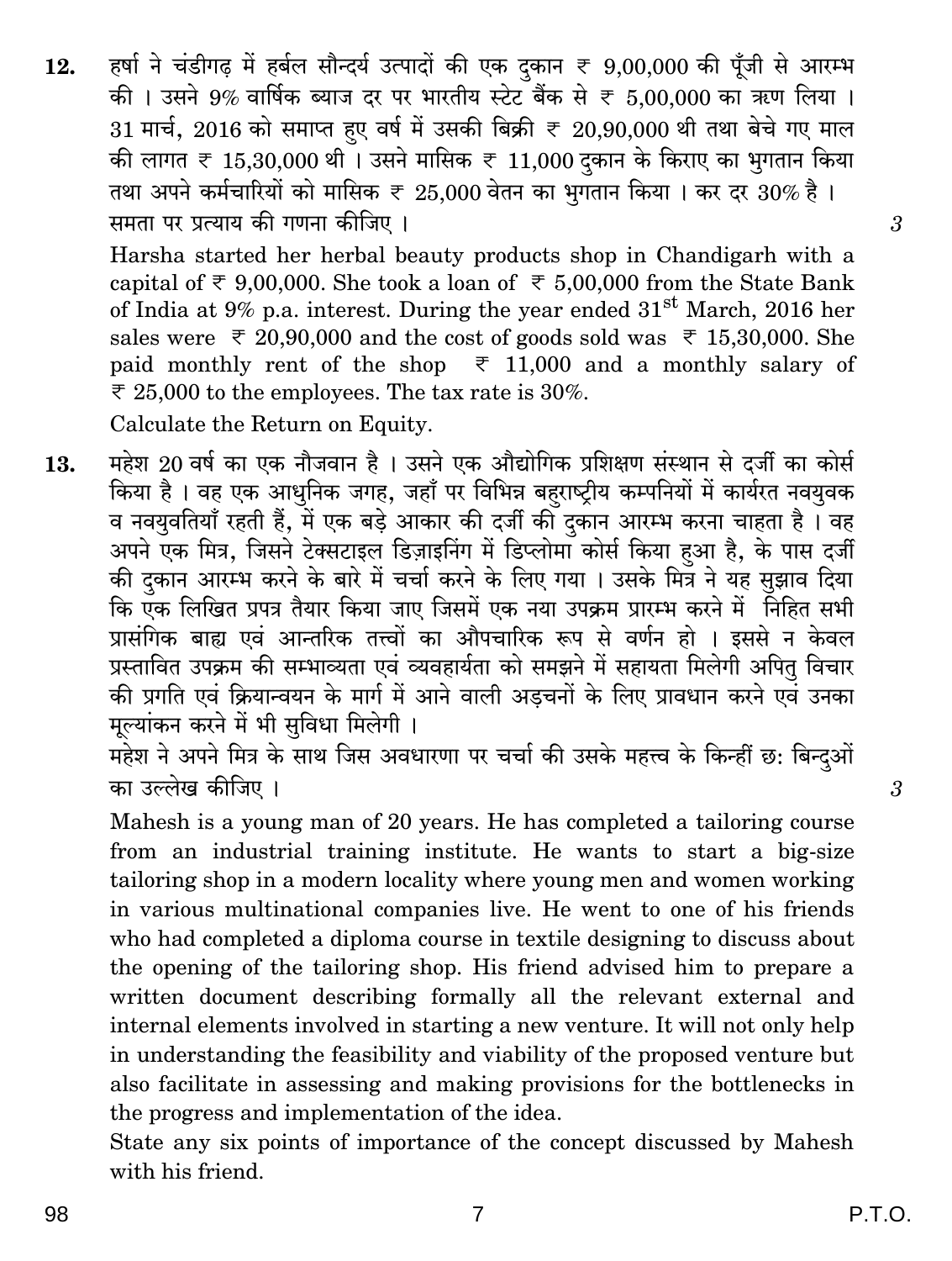12. हर्षा ने चंडीगढ़ में हर्बल सौन्दर्य उत्पादों की एक दुकान ₹ 9,00,000 की पूँजी से आरम्भ की । उसने 9% वार्षिक ब्याज दर पर भारतीय स्टेट बैंक से ₹ 5,00,000 का ऋण लिया । 31 मार्च, 2016 को समाप्त हुए वर्ष में उसकी बिक्री ₹ 20,90,000 थी तथा बेचे गए माल की लागत ₹ 15,30,000 थी । उसने मासिक ₹ 11,000 दुकान के किराए का भुगतान किया तथा अपने कर्मचारियों को मासिक ₹ 25,000 वेतन का भुगतान किया । कर दर 30% है । समता पर प्रत्याय की गणना कीजिए । 3

Harsha started her herbal beauty products shop in Chandigarh with a capital of ₹ 9,00,000. She took a loan of ₹ 5,00,000 from the State Bank of India at 9% p.a. interest. During the year ended 31st March, 2016 her sales were ₹ 20,90,000 and the cost of goods sold was ₹ 15,30,000. She paid monthly rent of the shop ₹ 11,000 and a monthly salary of ₹ 25,000 to the employees. The tax rate is 30%.

Calculate the Return on Equity.

13. महेश 20 वर्ष का एक नौजवान है । उसने एक औद्योगिक प्रशिक्षण संस्थान से दर्जी का कोर्स किया है । वह एक आधुनिक जगह, जहाँ पर विभिन्न बहुराष्ट्रीय कम्पनियों में कार्यरत नवयुवक व नवयुवतियाँ रहती हैं, में एक बड़े आकार की दर्जी की दुकान आरम्भ करना चाहता है । वह अपने एक मित्र, जिसने टेक्सटाइल डिज़ाइनिंग में डिप्लोमा कोर्स किया हुआ है, के पास दर्जी की दुकान आरम्भ करने के बारे में चर्चा करने के लिए गया । उसके मित्र ने यह सुझाव दिया कि एक लिखित प्रपत्र तैयार किया जाए जिसमें एक नया उपक्रम प्रारम्भ करने में निहित सभी प्रासंगिक बाह्य एवं आन्तरिक तत्त्वों का औपचारिक रूप से वर्णन हो । इससे न केवल प्रस्तावित उपक्रम की सम्भाव्यता एवं व्यवहार्यता को समझने में सहायता मिलेगी अपितु विचार की प्रगति एवं क्रियान्वयन के मार्ग में आने वाली अड़चनों के लिए प्रावधान करने एवं उनका मूल्यांकन करने में भी सुविधा मिलेगी ।

महेश ने अपने मित्र के साथ जिस अवधारणा पर चर्चा की उसके महत्त्व के किन्हीं छः बिन्दुओं का उल्लेख कीजिए । 3

Mahesh is a young man of 20 years. He has completed a tailoring course from an industrial training institute. He wants to start a big-size tailoring shop in a modern locality where young men and women working in various multinational companies live. He went to one of his friends who had completed a diploma course in textile designing to discuss about the opening of the tailoring shop. His friend advised him to prepare a written document describing formally all the relevant external and internal elements involved in starting a new venture. It will not only help in understanding the feasibility and viability of the proposed venture but also facilitate in assessing and making provisions for the bottlenecks in the progress and implementation of the idea.

State any six points of importance of the concept discussed by Mahesh with his friend.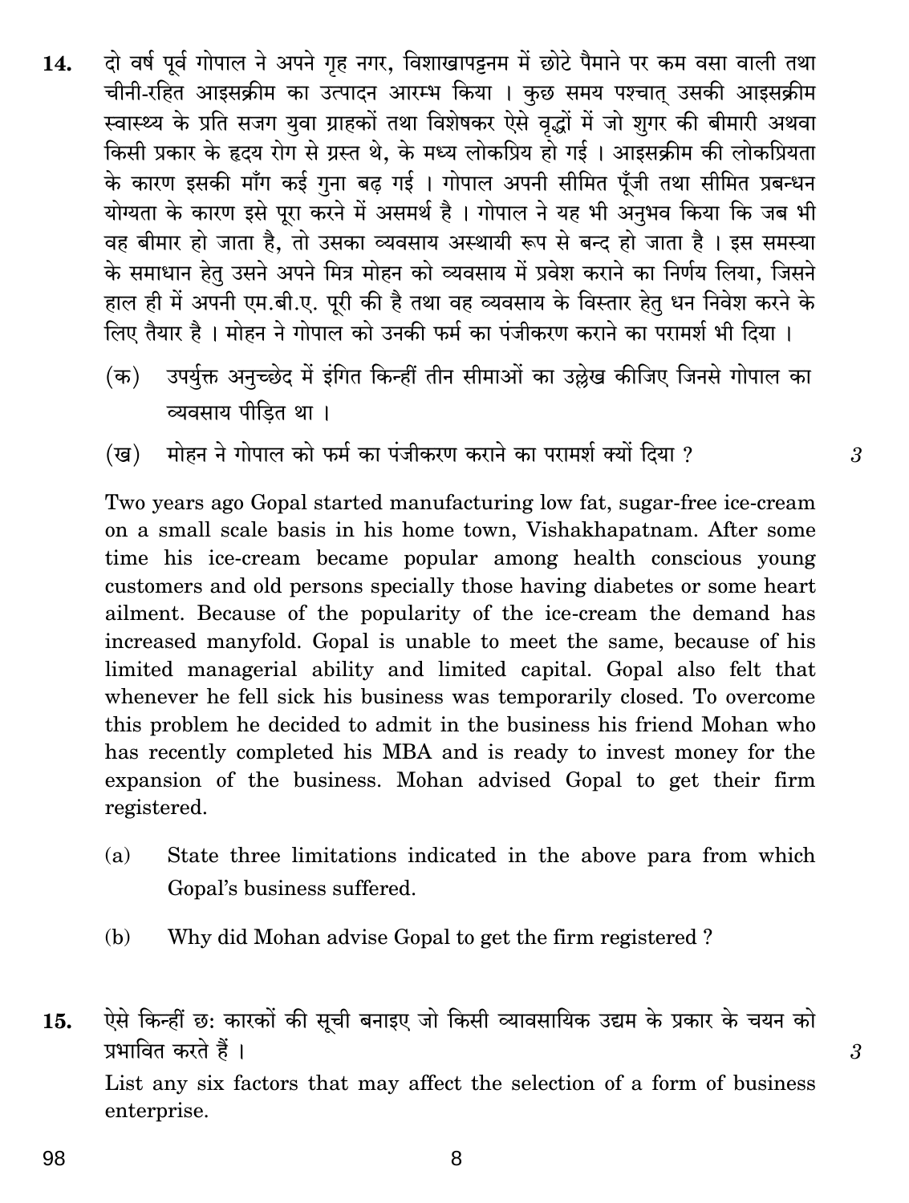14. दो वर्ष पूर्व गोपाल ने अपने गृह नगर, विशाखापट्टनम में छोटे पैमाने पर कम वसा वाली तथा चीनी-रहित आइसक्रीम का उत्पादन आरम्भ किया । कुछ समय पश्चात् उसकी आइसक्रीम स्वास्थ्य के प्रति सजग युवा ग्राहकों तथा विशेषकर ऐसे वृद्धों में जो शुगर की बीमारी अथवा किसी प्रकार के हृदय रोग से ग्रस्त थे, के मध्य लोकप्रिय हो गई । आइसक्रीम की लोकप्रियता के कारण इसकी माँग कई गुना बढ़ गई । गोपाल अपनी सीमित पूँजी तथा सीमित प्रबन्धन योग्यता के कारण इसे पूरा करने में असमर्थ है । गोपाल ने यह भी अनुभव किया कि जब भी वह बीमार हो जाता है, तो उसका व्यवसाय अस्थायी रूप से बन्द हो जाता है । इस समस्या के समाधान हेतु उसने अपने मित्र मोहन को व्यवसाय में प्रवेश कराने का निर्णय लिया, जिसने हाल ही में अपनी एम.बी.ए. पूरी की है तथा वह व्यवसाय के विस्तार हेतु धन निवेश करने के लिए तैयार है । मोहन ने गोपाल को उनकी फर्म का पंजीकरण कराने का परामर्श भी दिया ।

   (क) उपर्युक्त अनुच्छेद में इंगित किन्हीं तीन सीमाओं का उल्लेख कीजिए जिनसे गोपाल का व्यवसाय पीड़ित था ।

   (ख) मोहन ने गोपाल को फर्म का पंजीकरण कराने का परामर्श क्यों दिया ? 3

   Two years ago Gopal started manufacturing low fat, sugar-free ice-cream on a small scale basis in his home town, Vishakhapatnam. After some time his ice-cream became popular among health conscious young customers and old persons specially those having diabetes or some heart ailment. Because of the popularity of the ice-cream the demand has increased manyfold. Gopal is unable to meet the same, because of his limited managerial ability and limited capital. Gopal also felt that whenever he fell sick his business was temporarily closed. To overcome this problem he decided to admit in the business his friend Mohan who has recently completed his MBA and is ready to invest money for the expansion of the business. Mohan advised Gopal to get their firm registered.

   (a) State three limitations indicated in the above para from which Gopal's business suffered.

   (b) Why did Mohan advise Gopal to get the firm registered ?

15. ऐसे किन्हीं छः कारकों की सूची बनाइए जो किसी व्यावसायिक उद्यम के प्रकार के चयन को प्रभावित करते हैं । 3

   List any six factors that may affect the selection of a form of business enterprise.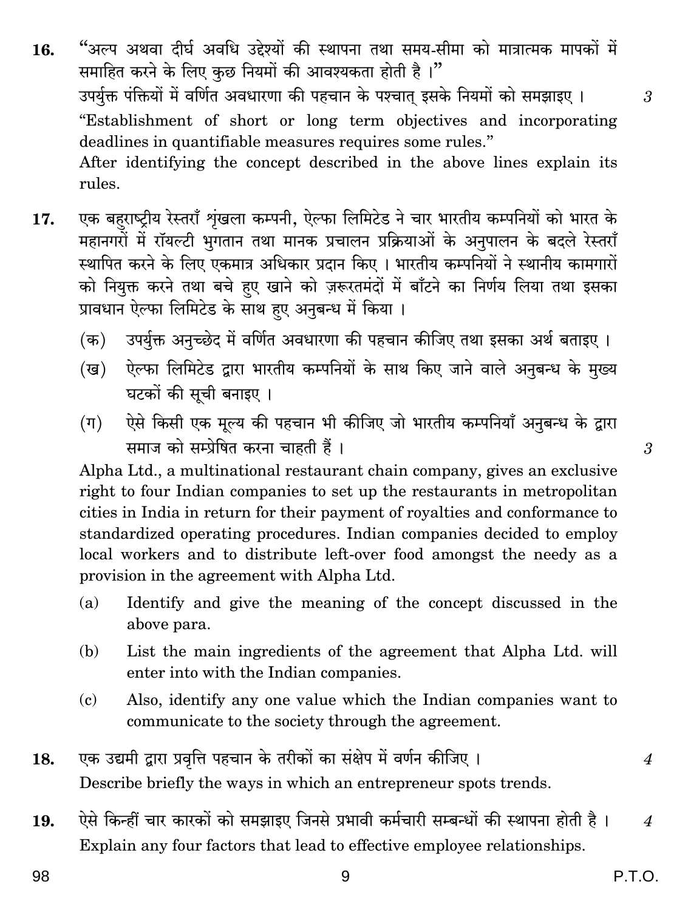16. "अल्प अथवा दीर्घ अवधि उद्देश्यों की स्थापना तथा समय-सीमा को मात्रात्मक मापकों में समाहित करने के लिए कुछ नियमों की आवश्यकता होती है ।"

उपर्युक्त पंक्तियों में वर्णित अवधारणा की पहचान के पश्चात् इसके नियमों को समझाइए । 3

"Establishment of short or long term objectives and incorporating deadlines in quantifiable measures requires some rules."

After identifying the concept described in the above lines explain its rules.

17. एक बहुराष्ट्रीय रेस्तराँ शृंखला कम्पनी, ऐल्फा लिमिटेड ने चार भारतीय कम्पनियों को भारत के महानगरों में रॉयल्टी भुगतान तथा मानक प्रचालन प्रक्रियाओं के अनुपालन के बदले रेस्तराँ स्थापित करने के लिए एकमात्र अधिकार प्रदान किए । भारतीय कम्पनियों ने स्थानीय कामगारों को नियुक्त करने तथा बचे हुए खाने को ज़रूरतमंदों में बाँटने का निर्णय लिया तथा इसका प्रावधान ऐल्फा लिमिटेड के साथ हुए अनुबन्ध में किया ।

    (क) उपर्युक्त अनुच्छेद में वर्णित अवधारणा की पहचान कीजिए तथा इसका अर्थ बताइए ।

    (ख) ऐल्फा लिमिटेड द्वारा भारतीय कम्पनियों के साथ किए जाने वाले अनुबन्ध के मुख्य घटकों की सूची बनाइए ।

    (ग) ऐसे किसी एक मूल्य की पहचान भी कीजिए जो भारतीय कम्पनियाँ अनुबन्ध के द्वारा समाज को सम्प्रेषित करना चाहती हैं । 3

Alpha Ltd., a multinational restaurant chain company, gives an exclusive right to four Indian companies to set up the restaurants in metropolitan cities in India in return for their payment of royalties and conformance to standardized operating procedures. Indian companies decided to employ local workers and to distribute left-over food amongst the needy as a provision in the agreement with Alpha Ltd.

    (a) Identify and give the meaning of the concept discussed in the above para.

    (b) List the main ingredients of the agreement that Alpha Ltd. will enter into with the Indian companies.

    (c) Also, identify any one value which the Indian companies want to communicate to the society through the agreement.

18. एक उद्यमी द्वारा प्रवृत्ति पहचान के तरीकों का संक्षेप में वर्णन कीजिए । 4

Describe briefly the ways in which an entrepreneur spots trends.

19. ऐसे किन्हीं चार कारकों को समझाइए जिनसे प्रभावी कर्मचारी सम्बन्धों की स्थापना होती है । 4

Explain any four factors that lead to effective employee relationships.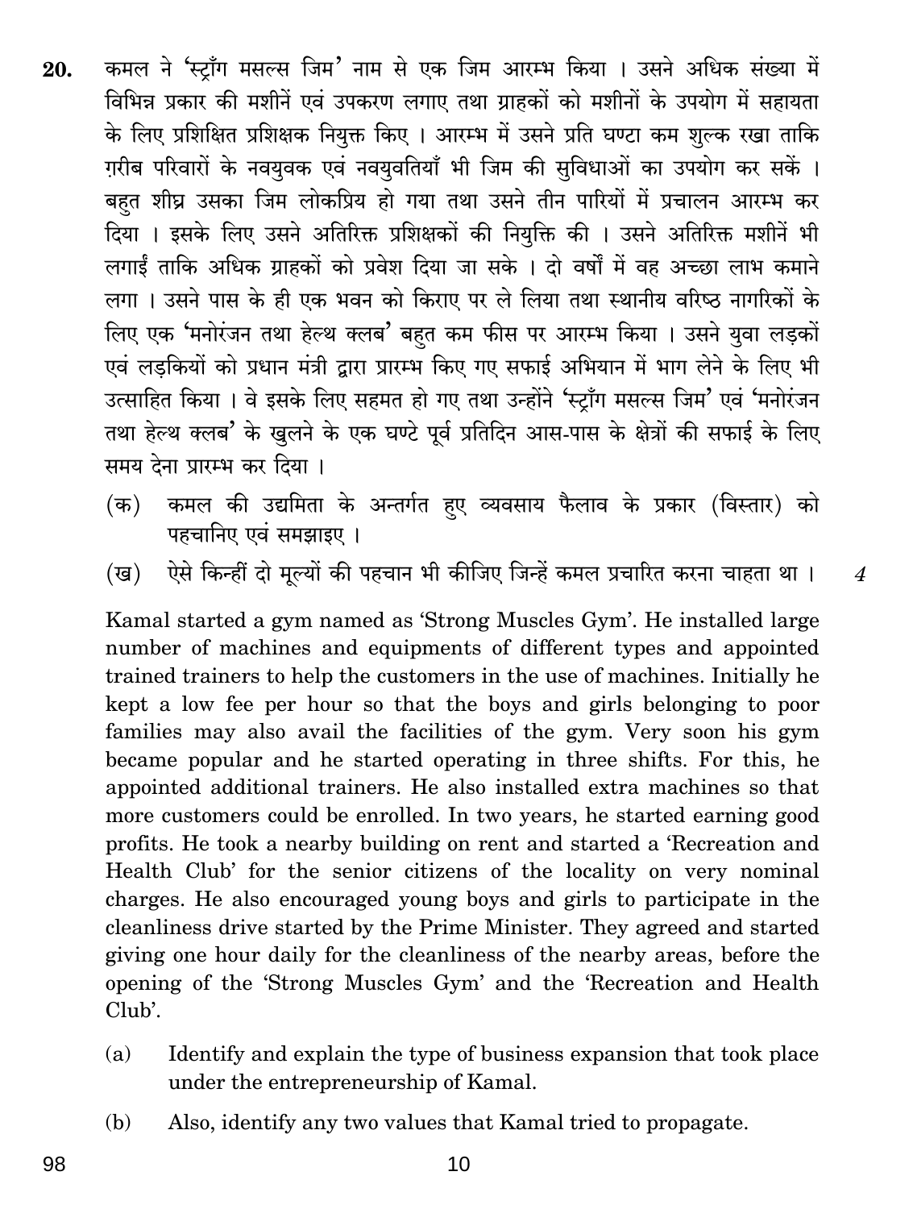20. कमल ने 'स्ट्राँग मसल्स जिम' नाम से एक जिम आरम्भ किया । उसने अधिक संख्या में विभिन्न प्रकार की मशीनें एवं उपकरण लगाए तथा ग्राहकों को मशीनों के उपयोग में सहायता के लिए प्रशिक्षित प्रशिक्षक नियुक्त किए । आरम्भ में उसने प्रति घण्टा कम शुल्क रखा ताकि ग़रीब परिवारों के नवयुवक एवं नवयुवतियाँ भी जिम की सुविधाओं का उपयोग कर सकें । बहुत शीघ्र उसका जिम लोकप्रिय हो गया तथा उसने तीन पारियों में प्रचालन आरम्भ कर दिया । इसके लिए उसने अतिरिक्त प्रशिक्षकों की नियुक्ति की । उसने अतिरिक्त मशीनें भी लगाईं ताकि अधिक ग्राहकों को प्रवेश दिया जा सके । दो वर्षों में वह अच्छा लाभ कमाने लगा । उसने पास के ही एक भवन को किराए पर ले लिया तथा स्थानीय वरिष्ठ नागरिकों के लिए एक 'मनोरंजन तथा हेल्थ क्लब' बहुत कम फीस पर आरम्भ किया । उसने युवा लड़कों एवं लड़कियों को प्रधान मंत्री द्वारा प्रारम्भ किए गए सफाई अभियान में भाग लेने के लिए भी उत्साहित किया । वे इसके लिए सहमत हो गए तथा उन्होंने 'स्ट्राँग मसल्स जिम' एवं 'मनोरंजन तथा हेल्थ क्लब' के खुलने के एक घण्टे पूर्व प्रतिदिन आस-पास के क्षेत्रों की सफाई के लिए समय देना प्रारम्भ कर दिया ।

(क) कमल की उद्यमिता के अन्तर्गत हुए व्यवसाय फैलाव के प्रकार (विस्तार) को पहचानिए एवं समझाइए ।

(ख) ऐसे किन्हीं दो मूल्यों की पहचान भी कीजिए जिन्हें कमल प्रचारित करना चाहता था । *4*

Kamal started a gym named as 'Strong Muscles Gym'. He installed large number of machines and equipments of different types and appointed trained trainers to help the customers in the use of machines. Initially he kept a low fee per hour so that the boys and girls belonging to poor families may also avail the facilities of the gym. Very soon his gym became popular and he started operating in three shifts. For this, he appointed additional trainers. He also installed extra machines so that more customers could be enrolled. In two years, he started earning good profits. He took a nearby building on rent and started a 'Recreation and Health Club' for the senior citizens of the locality on very nominal charges. He also encouraged young boys and girls to participate in the cleanliness drive started by the Prime Minister. They agreed and started giving one hour daily for the cleanliness of the nearby areas, before the opening of the 'Strong Muscles Gym' and the 'Recreation and Health Club'.

(a) Identify and explain the type of business expansion that took place under the entrepreneurship of Kamal.

(b) Also, identify any two values that Kamal tried to propagate.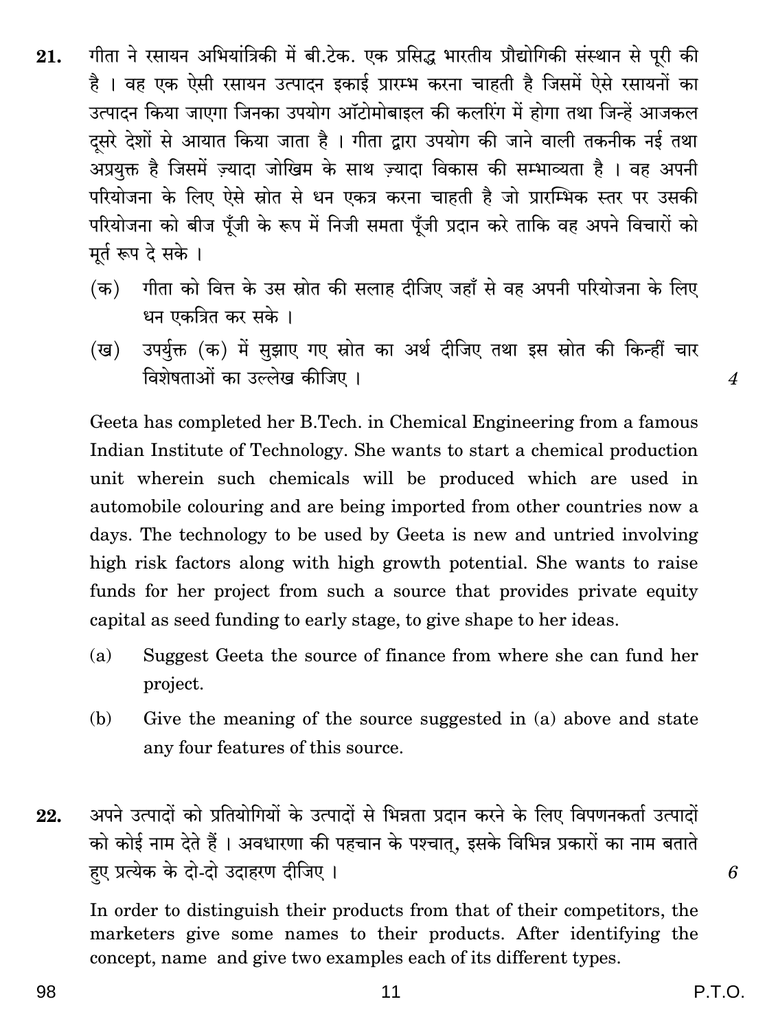21. गीता ने रसायन अभियांत्रिकी में बी.टेक. एक प्रसिद्ध भारतीय प्रौद्योगिकी संस्थान से पूरी की है । वह एक ऐसी रसायन उत्पादन इकाई प्रारम्भ करना चाहती है जिसमें ऐसे रसायनों का उत्पादन किया जाएगा जिनका उपयोग ऑटोमोबाइल की कलरिंग में होगा तथा जिन्हें आजकल दूसरे देशों से आयात किया जाता है । गीता द्वारा उपयोग की जाने वाली तकनीक नई तथा अप्रयुक्त है जिसमें ज़्यादा जोखिम के साथ ज़्यादा विकास की सम्भाव्यता है । वह अपनी परियोजना के लिए ऐसे स्रोत से धन एकत्र करना चाहती है जो प्रारम्भिक स्तर पर उसकी परियोजना को बीज पूँजी के रूप में निजी समता पूँजी प्रदान करे ताकि वह अपने विचारों को मूर्त रूप दे सके ।

   (क) गीता को वित्त के उस स्रोत की सलाह दीजिए जहाँ से वह अपनी परियोजना के लिए धन एकत्रित कर सके ।

   (ख) उपर्युक्त (क) में सुझाए गए स्रोत का अर्थ दीजिए तथा इस स्रोत की किन्हीं चार विशेषताओं का उल्लेख कीजिए । *4*

   Geeta has completed her B.Tech. in Chemical Engineering from a famous Indian Institute of Technology. She wants to start a chemical production unit wherein such chemicals will be produced which are used in automobile colouring and are being imported from other countries now a days. The technology to be used by Geeta is new and untried involving high risk factors along with high growth potential. She wants to raise funds for her project from such a source that provides private equity capital as seed funding to early stage, to give shape to her ideas.

   (a) Suggest Geeta the source of finance from where she can fund her project.

   (b) Give the meaning of the source suggested in (a) above and state any four features of this source.

22. अपने उत्पादों को प्रतियोगियों के उत्पादों से भिन्नता प्रदान करने के लिए विपणनकर्ता उत्पादों को कोई नाम देते हैं । अवधारणा की पहचान के पश्चात्, इसके विभिन्न प्रकारों का नाम बताते हुए प्रत्येक के दो-दो उदाहरण दीजिए । *6*

   In order to distinguish their products from that of their competitors, the marketers give some names to their products. After identifying the concept, name and give two examples each of its different types.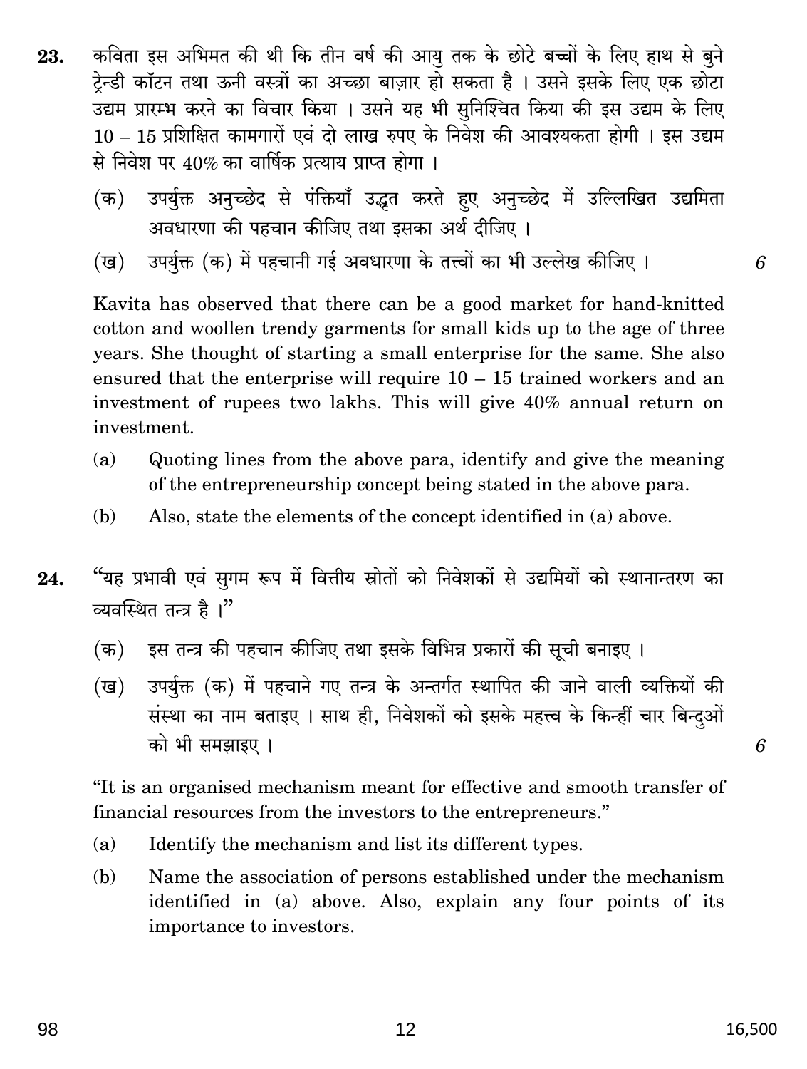**23.** कविता इस अभिमत की थी कि तीन वर्ष की आयु तक के छोटे बच्चों के लिए हाथ से बुने ट्रेन्डी कॉटन तथा ऊनी वस्त्रों का अच्छा बाज़ार हो सकता है । उसने इसके लिए एक छोटा उद्यम प्रारम्भ करने का विचार किया । उसने यह भी सुनिश्चित किया की इस उद्यम के लिए 10 – 15 प्रशिक्षित कामगारों एवं दो लाख रुपए के निवेश की आवश्यकता होगी । इस उद्यम से निवेश पर 40% का वार्षिक प्रत्याय प्राप्त होगा ।

(क) उपर्युक्त अनुच्छेद से पंक्तियाँ उद्धृत करते हुए अनुच्छेद में उल्लिखित उद्यमिता अवधारणा की पहचान कीजिए तथा इसका अर्थ दीजिए ।

(ख) उपर्युक्त (क) में पहचानी गई अवधारणा के तत्त्वों का भी उल्लेख कीजिए । 6

Kavita has observed that there can be a good market for hand-knitted cotton and woollen trendy garments for small kids up to the age of three years. She thought of starting a small enterprise for the same. She also ensured that the enterprise will require 10 – 15 trained workers and an investment of rupees two lakhs. This will give 40% annual return on investment.

(a) Quoting lines from the above para, identify and give the meaning of the entrepreneurship concept being stated in the above para.

(b) Also, state the elements of the concept identified in (a) above.

**24.** "यह प्रभावी एवं सुगम रूप में वित्तीय स्रोतों को निवेशकों से उद्यमियों को स्थानान्तरण का व्यवस्थित तन्त्र है ।"

(क) इस तन्त्र की पहचान कीजिए तथा इसके विभिन्न प्रकारों की सूची बनाइए ।

(ख) उपर्युक्त (क) में पहचाने गए तन्त्र के अन्तर्गत स्थापित की जाने वाली व्यक्तियों की संस्था का नाम बताइए । साथ ही, निवेशकों को इसके महत्त्व के किन्हीं चार बिन्दुओं को भी समझाइए । 6

"It is an organised mechanism meant for effective and smooth transfer of financial resources from the investors to the entrepreneurs."

(a) Identify the mechanism and list its different types.

(b) Name the association of persons established under the mechanism identified in (a) above. Also, explain any four points of its importance to investors.